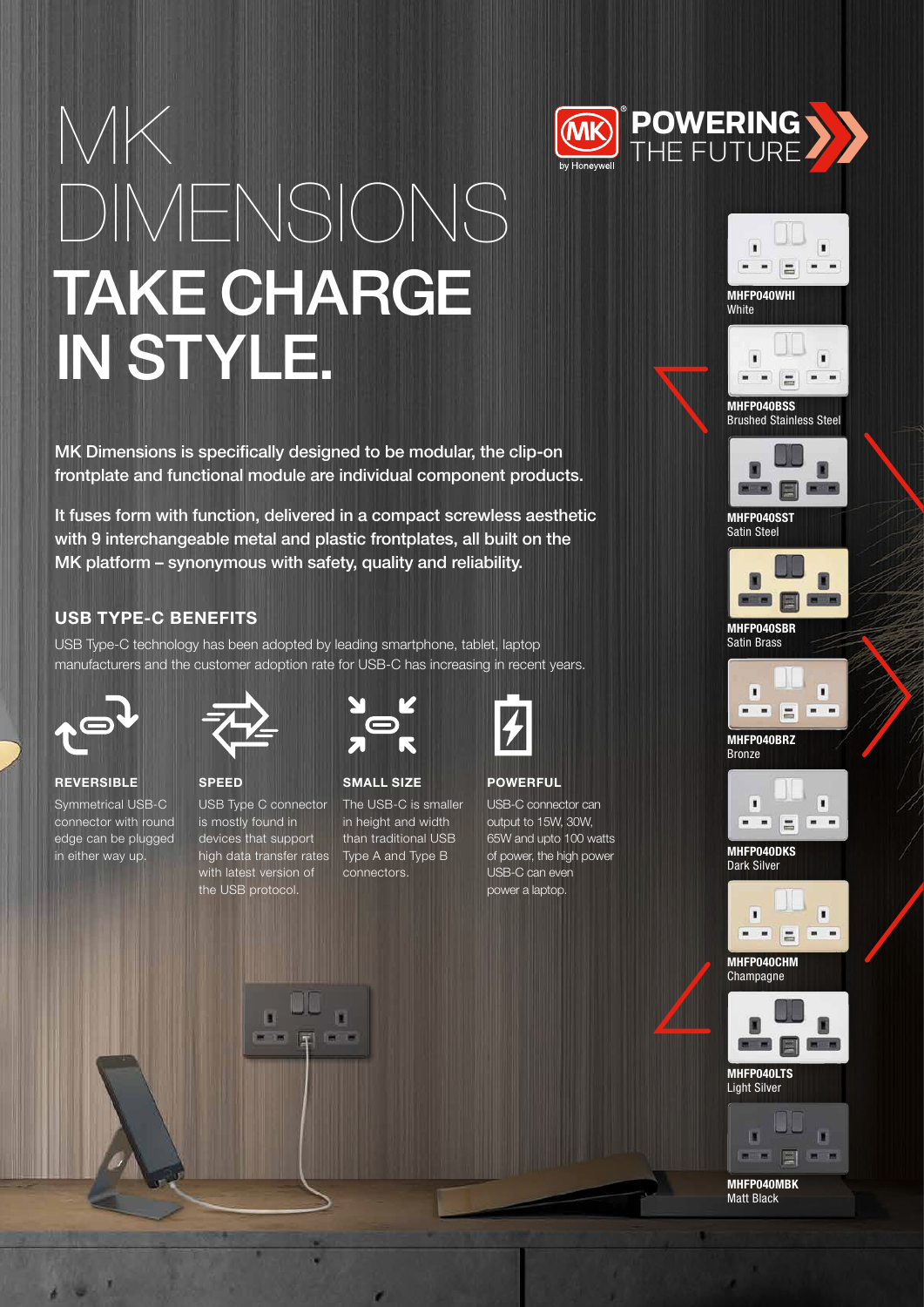# MK DIMENSIONS

# TAKE CHARGE IN STYLE.

POWERING THE FUTURE

MK Dimensions is specifically designed to be modular, the clip-on frontplate and functional module are individual component products.

It fuses form with function, delivered in a compact screwless aesthetic with 9 interchangeable metal and plastic frontplates, all built on the MK platform – synonymous with safety, quality and reliability.

## USB TYPE-C BENEFITS

USB Type-C technology has been adopted by leading smartphone, tablet, laptop manufacturers and the customer adoption rate for USB-C has increasing in recent years.

### REVERSIBLE

Symmetrical USB-C connector with round edge can be plugged in either way up.

### SPEED

USB Type C connector is mostly found in devices that support high data transfer rates with latest version of the USB protocol.

### SMALL SIZE

The USB-C is smaller in height and width than traditional USB Type A and Type B connectors.

### POWERFUL

USB-C connector can output to 15W, 30W, 65W and upto 100 watts of power, the high power USB-C can even power a laptop.

**MHFP040WHI**
White

**MHFP040BSS**
Brushed Stainless Steel

**MHFP040SST**
Satin Steel

**MHFP040SBR**
Satin Brass

**MHFP040BRZ**
Bronze

**MHFP040DKS**
Dark Silver

**MHFP040CHM**
Champagne

**MHFP040LTS**
Light Silver

**MHFP040MBK**
Matt Black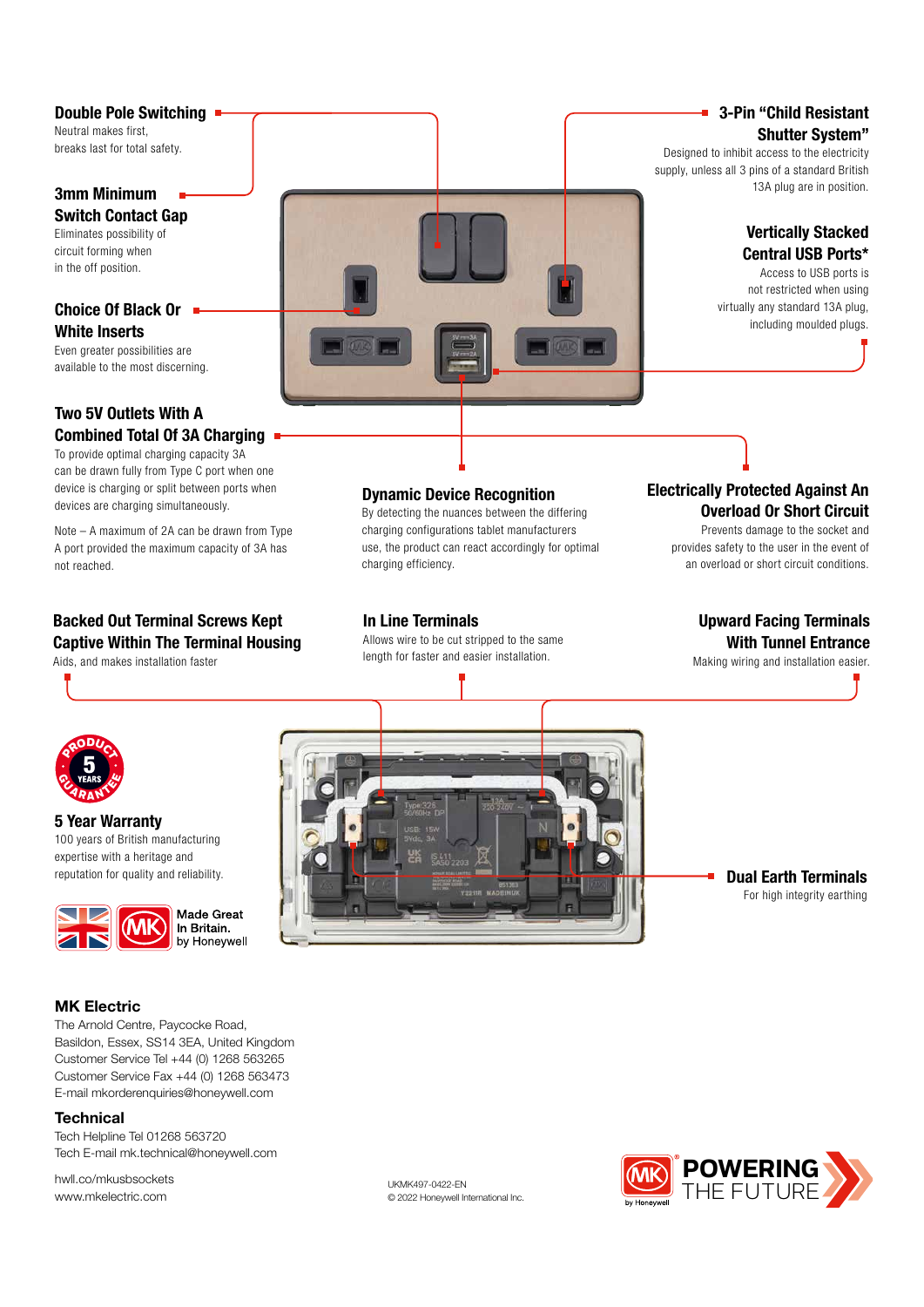### Double Pole Switching

Neutral makes first, breaks last for total safety.

### 3mm Minimum Switch Contact Gap

Eliminates possibility of circuit forming when in the off position.

### Choice Of Black Or White Inserts

Even greater possibilities are available to the most discerning.

### Two 5V Outlets With A Combined Total Of 3A Charging

To provide optimal charging capacity 3A can be drawn fully from Type C port when one device is charging or split between ports when devices are charging simultaneously.

Note – A maximum of 2A can be drawn from Type A port provided the maximum capacity of 3A has not reached.

### 3-Pin "Child Resistant Shutter System"

Designed to inhibit access to the electricity supply, unless all 3 pins of a standard British 13A plug are in position.

### Vertically Stacked Central USB Ports*

Access to USB ports is not restricted when using virtually any standard 13A plug, including moulded plugs.

### Dynamic Device Recognition

By detecting the nuances between the differing charging configurations tablet manufacturers use, the product can react accordingly for optimal charging efficiency.

### Electrically Protected Against An Overload Or Short Circuit

Prevents damage to the socket and provides safety to the user in the event of an overload or short circuit conditions.

### Backed Out Terminal Screws Kept Captive Within The Terminal Housing

Aids, and makes installation faster

### In Line Terminals

Allows wire to be cut stripped to the same length for faster and easier installation.

### Upward Facing Terminals With Tunnel Entrance

Making wiring and installation easier.

### 5 Year Warranty

100 years of British manufacturing expertise with a heritage and reputation for quality and reliability.

Made Great In Britain. by Honeywell

### Dual Earth Terminals

For high integrity earthing

### MK Electric

The Arnold Centre, Paycocke Road,
Basildon, Essex, SS14 3EA, United Kingdom
Customer Service Tel +44 (0) 1268 563265
Customer Service Fax +44 (0) 1268 563473
E-mail mkorderenquiries@honeywell.com

### Technical

Tech Helpline Tel 01268 563720
Tech E-mail mk.technical@honeywell.com

hwll.co/mkusbsockets
www.mkelectric.com

UKMK497-0422-EN
© 2022 Honeywell International Inc.

POWERING THE FUTURE